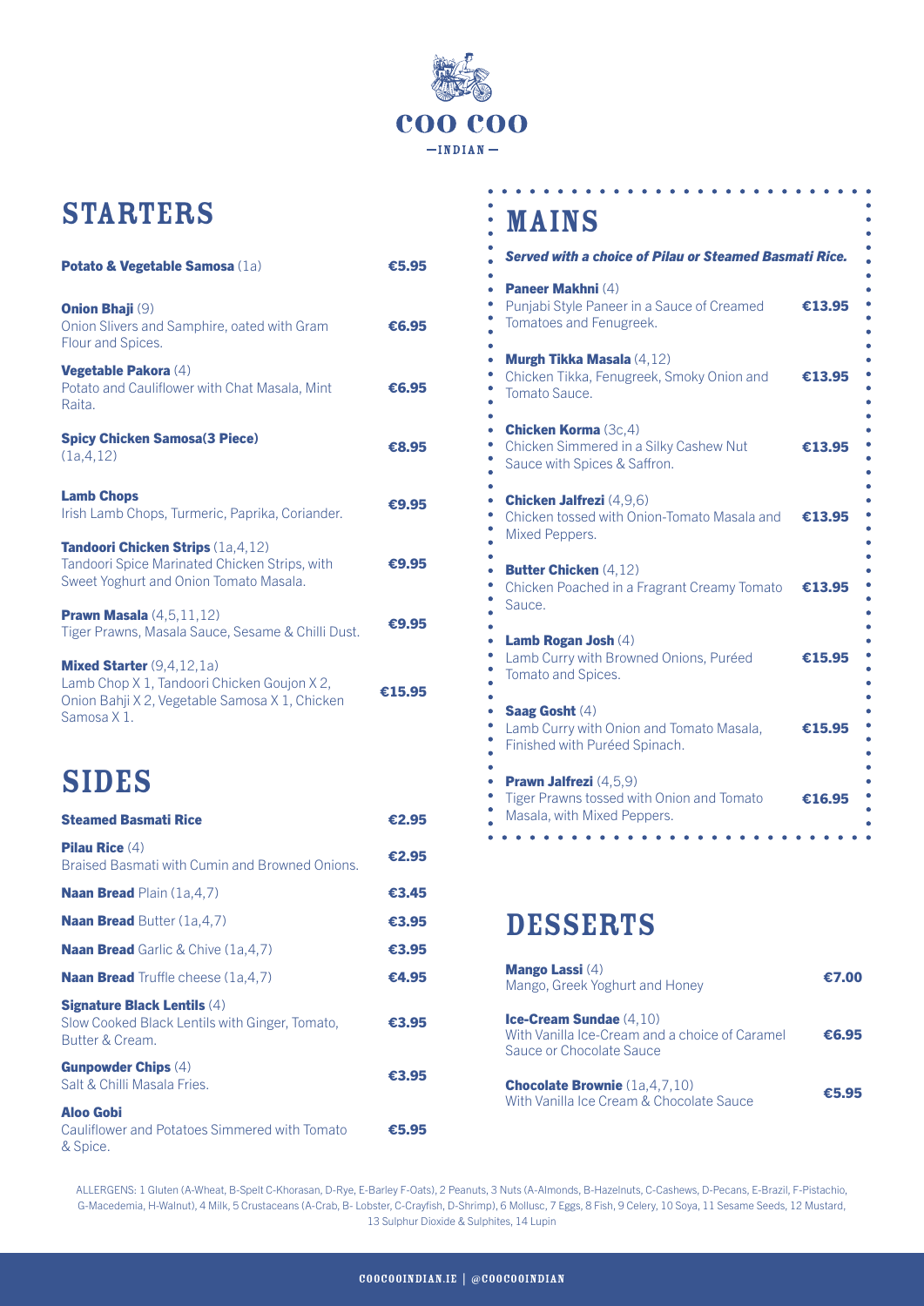# COO COO

—INDIAN—

## STARTERS

**Potato & Vegetable Samosa** (1a) — €5.95

**Onion Bhaji** (9) — €6.95
Onion Slivers and Samphire, oated with Gram Flour and Spices.

**Vegetable Pakora** (4) — €6.95
Potato and Cauliflower with Chat Masala, Mint Raita.

**Spicy Chicken Samosa(3 Piece)** (1a,4,12) — €8.95

**Lamb Chops** — €9.95
Irish Lamb Chops, Turmeric, Paprika, Coriander.

**Tandoori Chicken Strips** (1a,4,12) — €9.95
Tandoori Spice Marinated Chicken Strips, with Sweet Yoghurt and Onion Tomato Masala.

**Prawn Masala** (4,5,11,12) — €9.95
Tiger Prawns, Masala Sauce, Sesame & Chilli Dust.

**Mixed Starter** (9,4,12,1a) — €15.95
Lamb Chop X 1, Tandoori Chicken Goujon X 2, Onion Bahji X 2, Vegetable Samosa X 1, Chicken Samosa X 1.

## SIDES

**Steamed Basmati Rice** — €2.95

**Pilau Rice** (4) — €2.95
Braised Basmati with Cumin and Browned Onions.

**Naan Bread** Plain (1a,4,7) — €3.45

**Naan Bread** Butter (1a,4,7) — €3.95

**Naan Bread** Garlic & Chive (1a,4,7) — €3.95

**Naan Bread** Truffle cheese (1a,4,7) — €4.95

**Signature Black Lentils** (4) — €3.95
Slow Cooked Black Lentils with Ginger, Tomato, Butter & Cream.

**Gunpowder Chips** (4) — €3.95
Salt & Chilli Masala Fries.

**Aloo Gobi** — €5.95
Cauliflower and Potatoes Simmered with Tomato & Spice.

## MAINS

***Served with a choice of Pilau or Steamed Basmati Rice.***

**Paneer Makhni** (4) — €13.95
Punjabi Style Paneer in a Sauce of Creamed Tomatoes and Fenugreek.

**Murgh Tikka Masala** (4,12) — €13.95
Chicken Tikka, Fenugreek, Smoky Onion and Tomato Sauce.

**Chicken Korma** (3c,4) — €13.95
Chicken Simmered in a Silky Cashew Nut Sauce with Spices & Saffron.

**Chicken Jalfrezi** (4,9,6) — €13.95
Chicken tossed with Onion-Tomato Masala and Mixed Peppers.

**Butter Chicken** (4,12) — €13.95
Chicken Poached in a Fragrant Creamy Tomato Sauce.

**Lamb Rogan Josh** (4) — €15.95
Lamb Curry with Browned Onions, Puréed Tomato and Spices.

**Saag Gosht** (4) — €15.95
Lamb Curry with Onion and Tomato Masala, Finished with Puréed Spinach.

**Prawn Jalfrezi** (4,5,9) — €16.95
Tiger Prawns tossed with Onion and Tomato Masala, with Mixed Peppers.

## DESSERTS

**Mango Lassi** (4) — €7.00
Mango, Greek Yoghurt and Honey

**Ice-Cream Sundae** (4,10) — €6.95
With Vanilla Ice-Cream and a choice of Caramel Sauce or Chocolate Sauce

**Chocolate Brownie** (1a,4,7,10) — €5.95
With Vanilla Ice Cream & Chocolate Sauce

ALLERGENS: 1 Gluten (A-Wheat, B-Spelt C-Khorasan, D-Rye, E-Barley F-Oats), 2 Peanuts, 3 Nuts (A-Almonds, B-Hazelnuts, C-Cashews, D-Pecans, E-Brazil, F-Pistachio, G-Macedemia, H-Walnut), 4 Milk, 5 Crustaceans (A-Crab, B- Lobster, C-Crayfish, D-Shrimp), 6 Mollusc, 7 Eggs, 8 Fish, 9 Celery, 10 Soya, 11 Sesame Seeds, 12 Mustard, 13 Sulphur Dioxide & Sulphites, 14 Lupin

COOCOOINDIAN.IE | @COOCOOINDIAN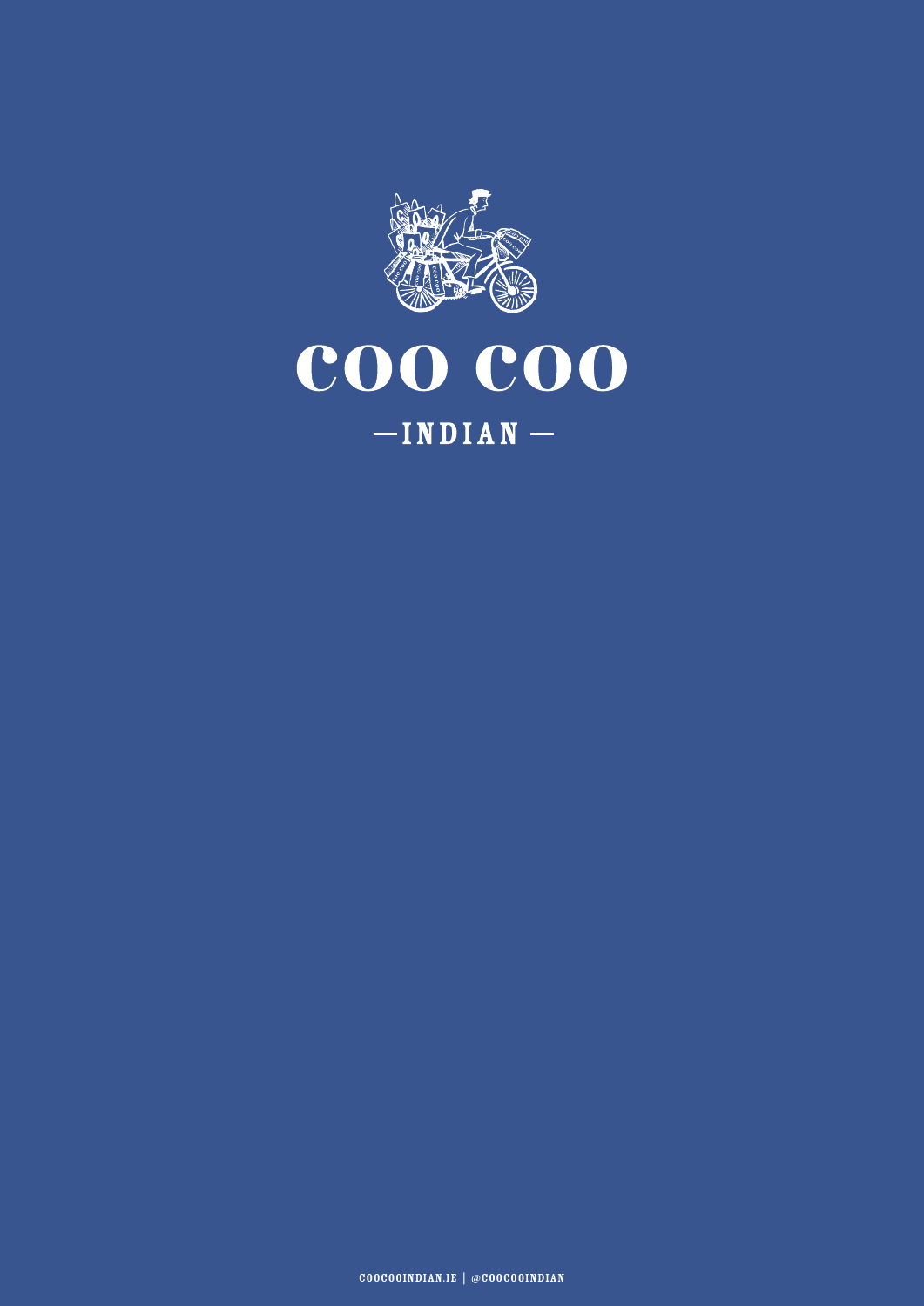# COO COO

## —INDIAN —

COOCOOINDIAN.IE | @COOCOOINDIAN